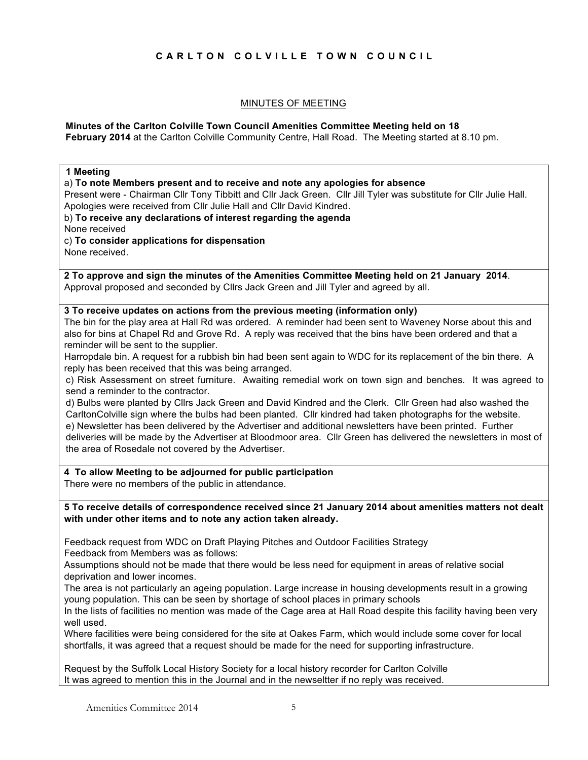# CARLTON COLVILLE TOWN COUNCIL

## MINUTES OF MEETING

**Minutes of the Carlton Colville Town Council Amenities Committee Meeting held on 18 February 2014** at the Carlton Colville Community Centre, Hall Road. The Meeting started at 8.10 pm.

**1 Meeting**

a) **To note Members present and to receive and note any apologies for absence**

Present were - Chairman Cllr Tony Tibbitt and Cllr Jack Green. Cllr Jill Tyler was substitute for Cllr Julie Hall. Apologies were received from Cllr Julie Hall and Cllr David Kindred.

b) **To receive any declarations of interest regarding the agenda**

None received

c) **To consider applications for dispensation**

None received.

**2 To approve and sign the minutes of the Amenities Committee Meeting held on 21 January 2014**.

Approval proposed and seconded by Cllrs Jack Green and Jill Tyler and agreed by all.

**3 To receive updates on actions from the previous meeting (information only)**

The bin for the play area at Hall Rd was ordered. A reminder had been sent to Waveney Norse about this and also for bins at Chapel Rd and Grove Rd. A reply was received that the bins have been ordered and that a reminder will be sent to the supplier.

Harropdale bin. A request for a rubbish bin had been sent again to WDC for its replacement of the bin there. A reply has been received that this was being arranged.

c) Risk Assessment on street furniture. Awaiting remedial work on town sign and benches. It was agreed to send a reminder to the contractor.

d) Bulbs were planted by Cllrs Jack Green and David Kindred and the Clerk. Cllr Green had also washed the CarltonColville sign where the bulbs had been planted. Cllr kindred had taken photographs for the website.

e) Newsletter has been delivered by the Advertiser and additional newsletters have been printed. Further deliveries will be made by the Advertiser at Bloodmoor area. Cllr Green has delivered the newsletters in most of the area of Rosedale not covered by the Advertiser.

**4 To allow Meeting to be adjourned for public participation**

There were no members of the public in attendance.

**5 To receive details of correspondence received since 21 January 2014 about amenities matters not dealt with under other items and to note any action taken already.**

Feedback request from WDC on Draft Playing Pitches and Outdoor Facilities Strategy

Feedback from Members was as follows:

Assumptions should not be made that there would be less need for equipment in areas of relative social deprivation and lower incomes.

The area is not particularly an ageing population. Large increase in housing developments result in a growing young population. This can be seen by shortage of school places in primary schools

In the lists of facilities no mention was made of the Cage area at Hall Road despite this facility having been very well used.

Where facilities were being considered for the site at Oakes Farm, which would include some cover for local shortfalls, it was agreed that a request should be made for the need for supporting infrastructure.

Request by the Suffolk Local History Society for a local history recorder for Carlton Colville

It was agreed to mention this in the Journal and in the newseltter if no reply was received.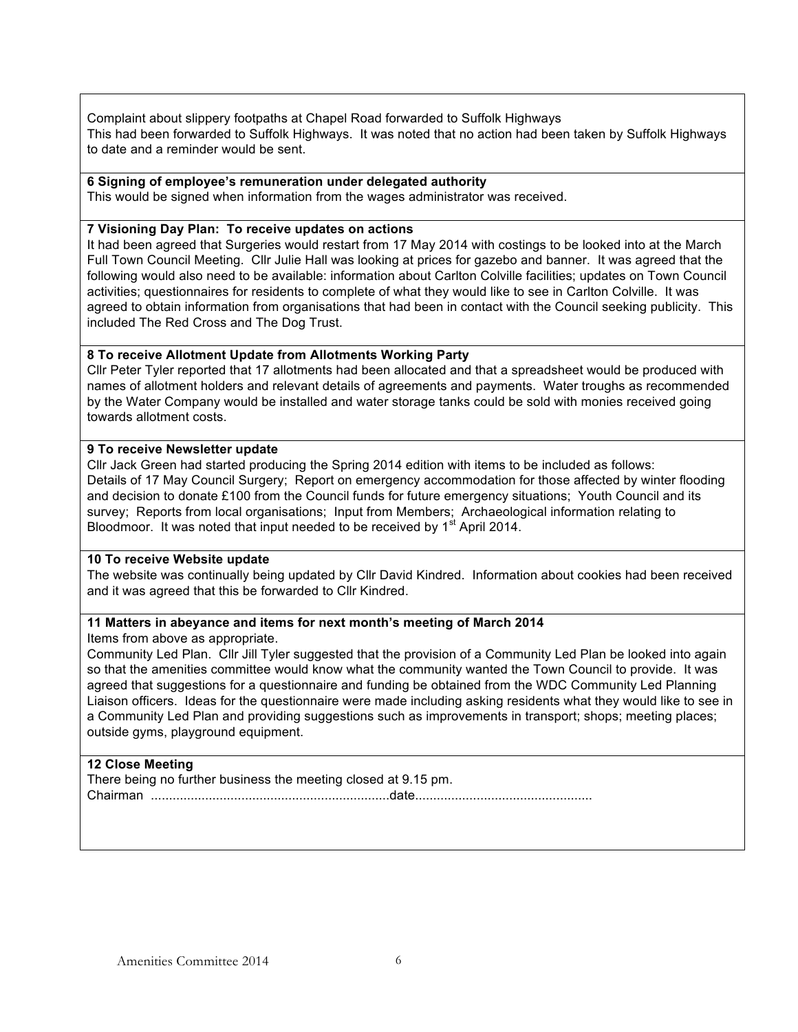Complaint about slippery footpaths at Chapel Road forwarded to Suffolk Highways
This had been forwarded to Suffolk Highways. It was noted that no action had been taken by Suffolk Highways to date and a reminder would be sent.

**6 Signing of employee's remuneration under delegated authority**
This would be signed when information from the wages administrator was received.

**7 Visioning Day Plan: To receive updates on actions**
It had been agreed that Surgeries would restart from 17 May 2014 with costings to be looked into at the March Full Town Council Meeting. Cllr Julie Hall was looking at prices for gazebo and banner. It was agreed that the following would also need to be available: information about Carlton Colville facilities; updates on Town Council activities; questionnaires for residents to complete of what they would like to see in Carlton Colville. It was agreed to obtain information from organisations that had been in contact with the Council seeking publicity. This included The Red Cross and The Dog Trust.

**8 To receive Allotment Update from Allotments Working Party**
Cllr Peter Tyler reported that 17 allotments had been allocated and that a spreadsheet would be produced with names of allotment holders and relevant details of agreements and payments. Water troughs as recommended by the Water Company would be installed and water storage tanks could be sold with monies received going towards allotment costs.

**9 To receive Newsletter update**
Cllr Jack Green had started producing the Spring 2014 edition with items to be included as follows:
Details of 17 May Council Surgery; Report on emergency accommodation for those affected by winter flooding and decision to donate £100 from the Council funds for future emergency situations; Youth Council and its survey; Reports from local organisations; Input from Members; Archaeological information relating to Bloodmoor. It was noted that input needed to be received by 1st April 2014.

**10 To receive Website update**
The website was continually being updated by Cllr David Kindred. Information about cookies had been received and it was agreed that this be forwarded to Cllr Kindred.

**11 Matters in abeyance and items for next month's meeting of March 2014**
Items from above as appropriate.
Community Led Plan. Cllr Jill Tyler suggested that the provision of a Community Led Plan be looked into again so that the amenities committee would know what the community wanted the Town Council to provide. It was agreed that suggestions for a questionnaire and funding be obtained from the WDC Community Led Planning Liaison officers. Ideas for the questionnaire were made including asking residents what they would like to see in a Community Led Plan and providing suggestions such as improvements in transport; shops; meeting places; outside gyms, playground equipment.

**12 Close Meeting**
There being no further business the meeting closed at 9.15 pm.
Chairman ..................................................................date.................................................